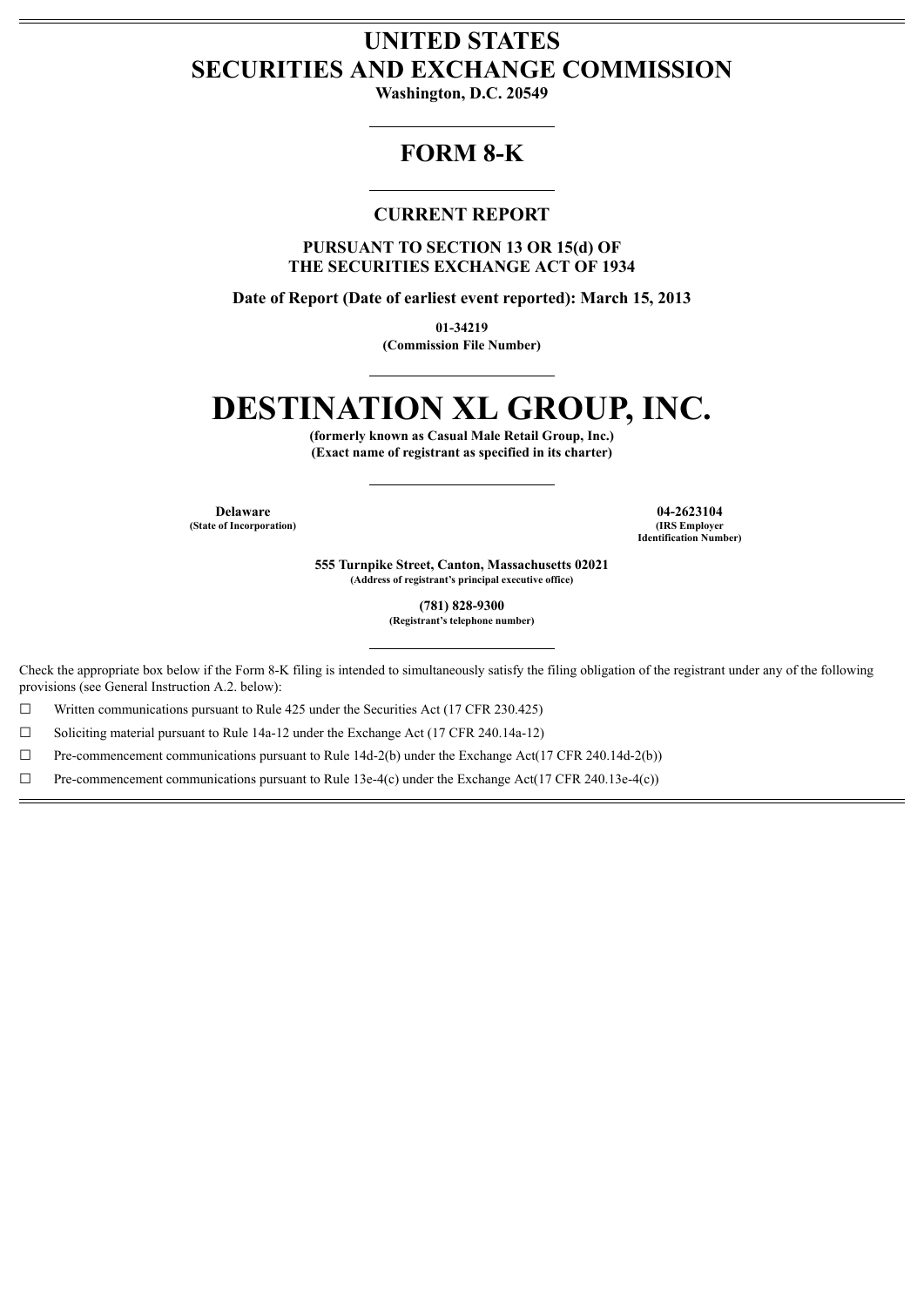# UNITED STATES SECURITIES AND EXCHANGE COMMISSION

**Washington, D.C. 20549**

## FORM 8-K

### CURRENT REPORT

**PURSUANT TO SECTION 13 OR 15(d) OF THE SECURITIES EXCHANGE ACT OF 1934**

**Date of Report (Date of earliest event reported): March 15, 2013**

**01-34219**
**(Commission File Number)**

# DESTINATION XL GROUP, INC.

**(formerly known as Casual Male Retail Group, Inc.)**
**(Exact name of registrant as specified in its charter)**

| Delaware | 04-2623104 |
|---|---|
| (State of Incorporation) | (IRS Employer Identification Number) |

**555 Turnpike Street, Canton, Massachusetts 02021**
**(Address of registrant's principal executive office)**

**(781) 828-9300**
**(Registrant's telephone number)**

Check the appropriate box below if the Form 8-K filing is intended to simultaneously satisfy the filing obligation of the registrant under any of the following provisions (see General Instruction A.2. below):

☐ Written communications pursuant to Rule 425 under the Securities Act (17 CFR 230.425)

☐ Soliciting material pursuant to Rule 14a-12 under the Exchange Act (17 CFR 240.14a-12)

☐ Pre-commencement communications pursuant to Rule 14d-2(b) under the Exchange Act(17 CFR 240.14d-2(b))

☐ Pre-commencement communications pursuant to Rule 13e-4(c) under the Exchange Act(17 CFR 240.13e-4(c))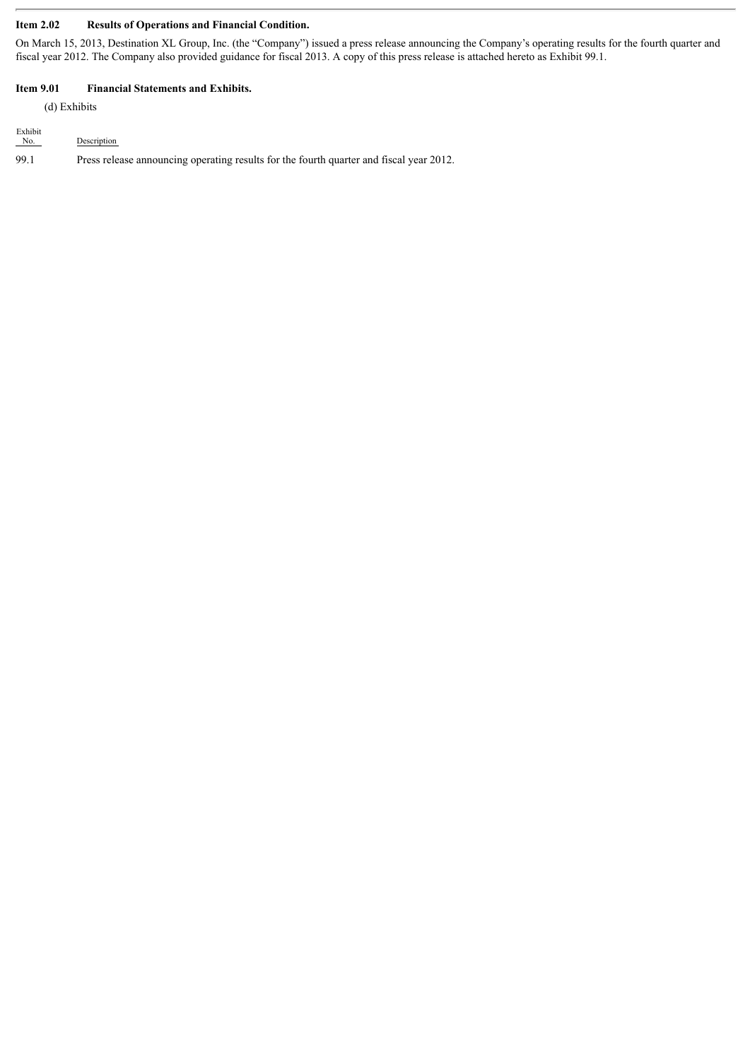**Item 2.02 Results of Operations and Financial Condition.**

On March 15, 2013, Destination XL Group, Inc. (the "Company") issued a press release announcing the Company's operating results for the fourth quarter and fiscal year 2012. The Company also provided guidance for fiscal 2013. A copy of this press release is attached hereto as Exhibit 99.1.

**Item 9.01 Financial Statements and Exhibits.**

(d) Exhibits

| Exhibit No. | Description |
|---|---|
| 99.1 | Press release announcing operating results for the fourth quarter and fiscal year 2012. |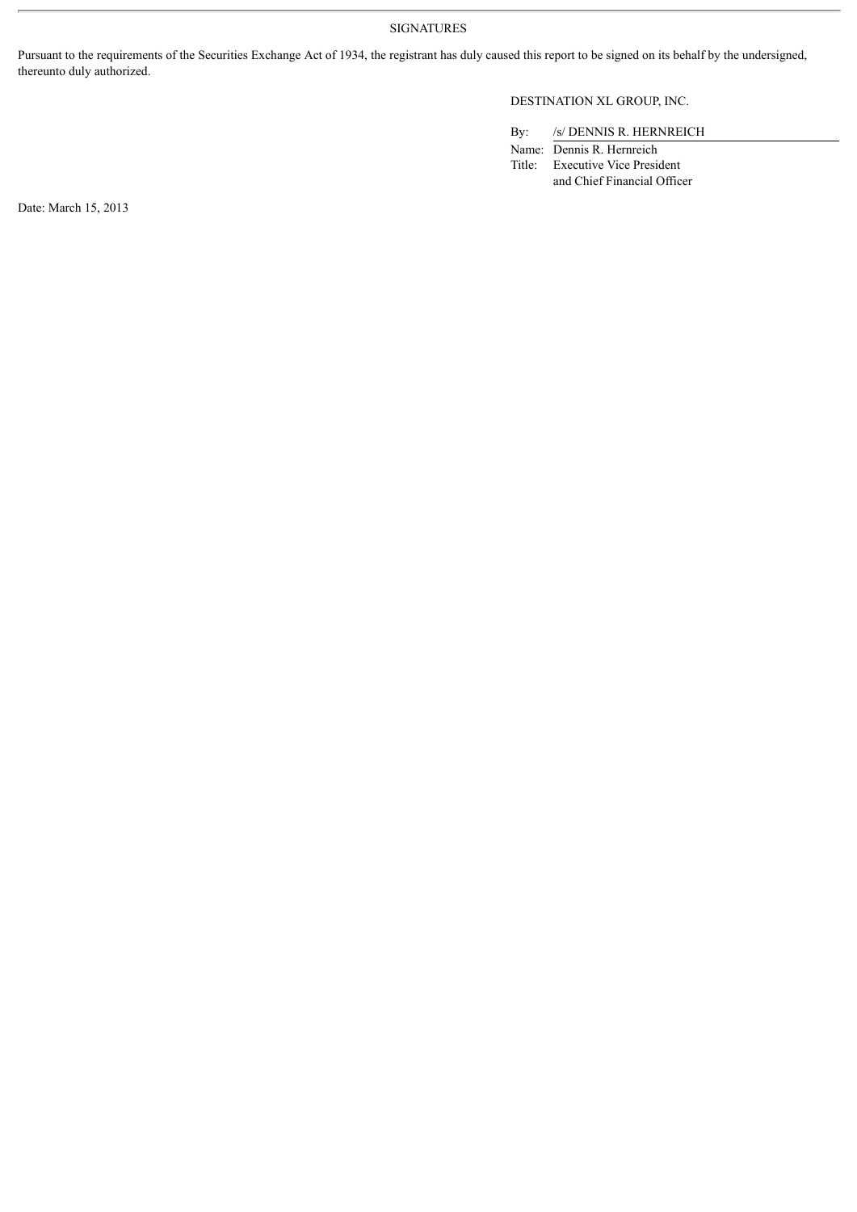## SIGNATURES

Pursuant to the requirements of the Securities Exchange Act of 1934, the registrant has duly caused this report to be signed on its behalf by the undersigned, thereunto duly authorized.

DESTINATION XL GROUP, INC.

By: /s/ DENNIS R. HERNREICH

Name: Dennis R. Hernreich

Title: Executive Vice President and Chief Financial Officer

Date: March 15, 2013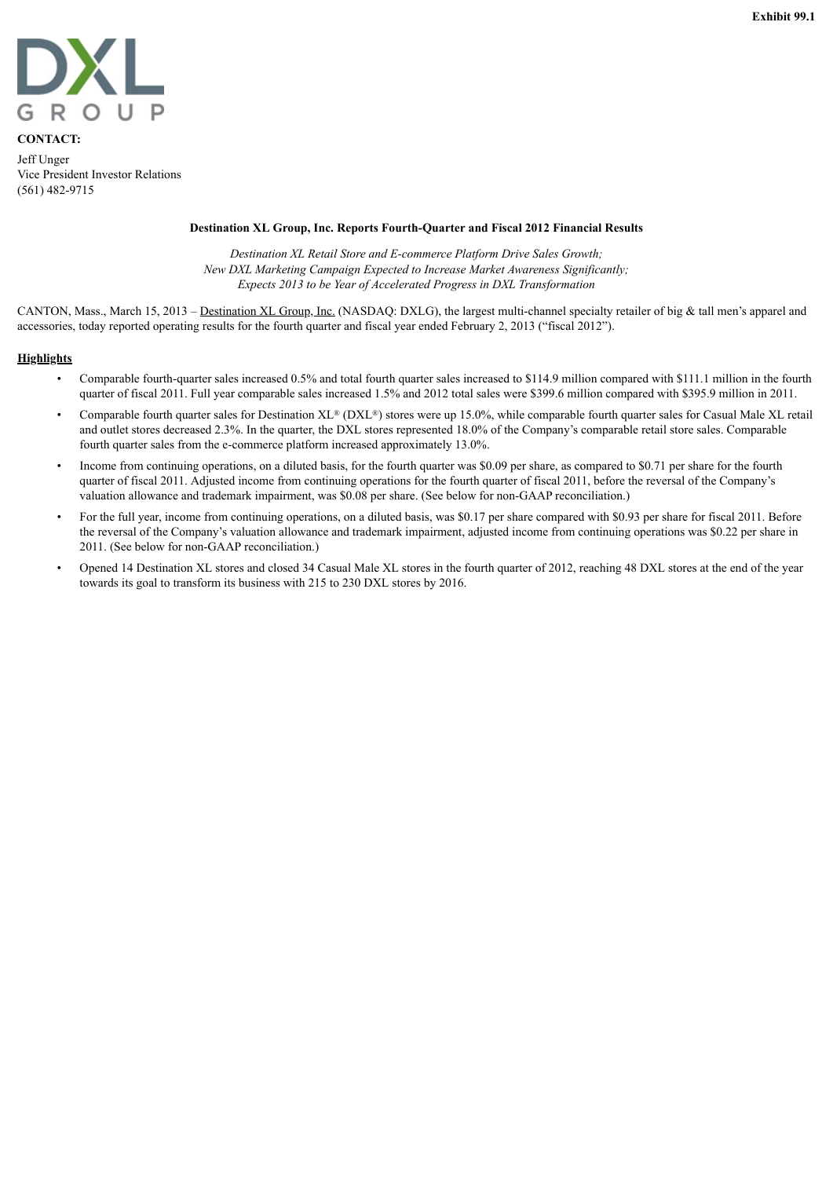Exhibit 99.1

DXL GROUP

**CONTACT:**

Jeff Unger
Vice President Investor Relations
(561) 482-9715

**Destination XL Group, Inc. Reports Fourth-Quarter and Fiscal 2012 Financial Results**

*Destination XL Retail Store and E-commerce Platform Drive Sales Growth;*
*New DXL Marketing Campaign Expected to Increase Market Awareness Significantly;*
*Expects 2013 to be Year of Accelerated Progress in DXL Transformation*

CANTON, Mass., March 15, 2013 – Destination XL Group, Inc. (NASDAQ: DXLG), the largest multi-channel specialty retailer of big & tall men's apparel and accessories, today reported operating results for the fourth quarter and fiscal year ended February 2, 2013 ("fiscal 2012").

## Highlights

- Comparable fourth-quarter sales increased 0.5% and total fourth quarter sales increased to $114.9 million compared with $111.1 million in the fourth quarter of fiscal 2011. Full year comparable sales increased 1.5% and 2012 total sales were $399.6 million compared with $395.9 million in 2011.
- Comparable fourth quarter sales for Destination XL® (DXL®) stores were up 15.0%, while comparable fourth quarter sales for Casual Male XL retail and outlet stores decreased 2.3%. In the quarter, the DXL stores represented 18.0% of the Company's comparable retail store sales. Comparable fourth quarter sales from the e-commerce platform increased approximately 13.0%.
- Income from continuing operations, on a diluted basis, for the fourth quarter was $0.09 per share, as compared to $0.71 per share for the fourth quarter of fiscal 2011. Adjusted income from continuing operations for the fourth quarter of fiscal 2011, before the reversal of the Company's valuation allowance and trademark impairment, was $0.08 per share. (See below for non-GAAP reconciliation.)
- For the full year, income from continuing operations, on a diluted basis, was $0.17 per share compared with $0.93 per share for fiscal 2011. Before the reversal of the Company's valuation allowance and trademark impairment, adjusted income from continuing operations was $0.22 per share in 2011. (See below for non-GAAP reconciliation.)
- Opened 14 Destination XL stores and closed 34 Casual Male XL stores in the fourth quarter of 2012, reaching 48 DXL stores at the end of the year towards its goal to transform its business with 215 to 230 DXL stores by 2016.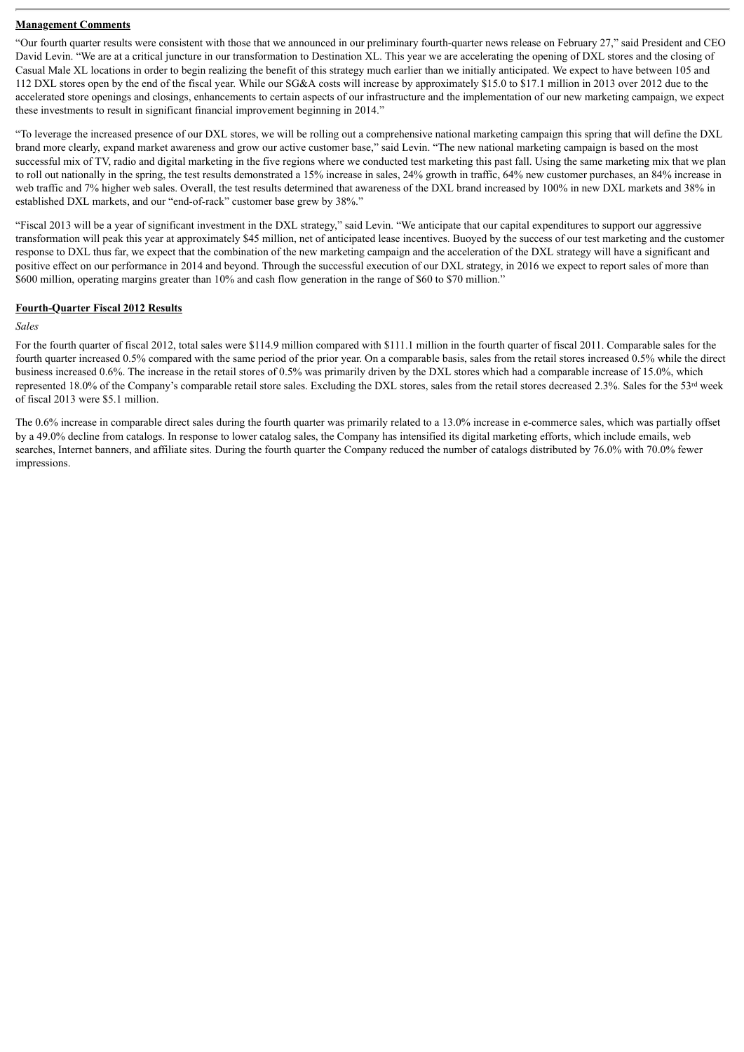**Management Comments**

"Our fourth quarter results were consistent with those that we announced in our preliminary fourth-quarter news release on February 27," said President and CEO David Levin. "We are at a critical juncture in our transformation to Destination XL. This year we are accelerating the opening of DXL stores and the closing of Casual Male XL locations in order to begin realizing the benefit of this strategy much earlier than we initially anticipated. We expect to have between 105 and 112 DXL stores open by the end of the fiscal year. While our SG&A costs will increase by approximately $15.0 to $17.1 million in 2013 over 2012 due to the accelerated store openings and closings, enhancements to certain aspects of our infrastructure and the implementation of our new marketing campaign, we expect these investments to result in significant financial improvement beginning in 2014."

"To leverage the increased presence of our DXL stores, we will be rolling out a comprehensive national marketing campaign this spring that will define the DXL brand more clearly, expand market awareness and grow our active customer base," said Levin. "The new national marketing campaign is based on the most successful mix of TV, radio and digital marketing in the five regions where we conducted test marketing this past fall. Using the same marketing mix that we plan to roll out nationally in the spring, the test results demonstrated a 15% increase in sales, 24% growth in traffic, 64% new customer purchases, an 84% increase in web traffic and 7% higher web sales. Overall, the test results determined that awareness of the DXL brand increased by 100% in new DXL markets and 38% in established DXL markets, and our "end-of-rack" customer base grew by 38%."

"Fiscal 2013 will be a year of significant investment in the DXL strategy," said Levin. "We anticipate that our capital expenditures to support our aggressive transformation will peak this year at approximately $45 million, net of anticipated lease incentives. Buoyed by the success of our test marketing and the customer response to DXL thus far, we expect that the combination of the new marketing campaign and the acceleration of the DXL strategy will have a significant and positive effect on our performance in 2014 and beyond. Through the successful execution of our DXL strategy, in 2016 we expect to report sales of more than $600 million, operating margins greater than 10% and cash flow generation in the range of $60 to $70 million."

**Fourth-Quarter Fiscal 2012 Results**

*Sales*

For the fourth quarter of fiscal 2012, total sales were $114.9 million compared with $111.1 million in the fourth quarter of fiscal 2011. Comparable sales for the fourth quarter increased 0.5% compared with the same period of the prior year. On a comparable basis, sales from the retail stores increased 0.5% while the direct business increased 0.6%. The increase in the retail stores of 0.5% was primarily driven by the DXL stores which had a comparable increase of 15.0%, which represented 18.0% of the Company's comparable retail store sales. Excluding the DXL stores, sales from the retail stores decreased 2.3%. Sales for the 53rd week of fiscal 2013 were $5.1 million.

The 0.6% increase in comparable direct sales during the fourth quarter was primarily related to a 13.0% increase in e-commerce sales, which was partially offset by a 49.0% decline from catalogs. In response to lower catalog sales, the Company has intensified its digital marketing efforts, which include emails, web searches, Internet banners, and affiliate sites. During the fourth quarter the Company reduced the number of catalogs distributed by 76.0% with 70.0% fewer impressions.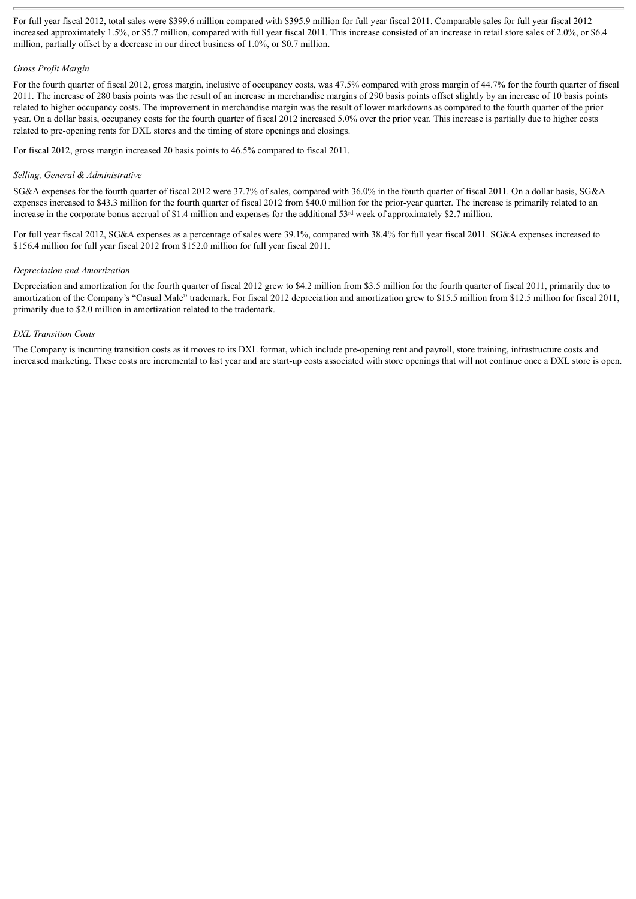For full year fiscal 2012, total sales were $399.6 million compared with $395.9 million for full year fiscal 2011. Comparable sales for full year fiscal 2012 increased approximately 1.5%, or $5.7 million, compared with full year fiscal 2011. This increase consisted of an increase in retail store sales of 2.0%, or $6.4 million, partially offset by a decrease in our direct business of 1.0%, or $0.7 million.

*Gross Profit Margin*

For the fourth quarter of fiscal 2012, gross margin, inclusive of occupancy costs, was 47.5% compared with gross margin of 44.7% for the fourth quarter of fiscal 2011. The increase of 280 basis points was the result of an increase in merchandise margins of 290 basis points offset slightly by an increase of 10 basis points related to higher occupancy costs. The improvement in merchandise margin was the result of lower markdowns as compared to the fourth quarter of the prior year. On a dollar basis, occupancy costs for the fourth quarter of fiscal 2012 increased 5.0% over the prior year. This increase is partially due to higher costs related to pre-opening rents for DXL stores and the timing of store openings and closings.

For fiscal 2012, gross margin increased 20 basis points to 46.5% compared to fiscal 2011.

*Selling, General & Administrative*

SG&A expenses for the fourth quarter of fiscal 2012 were 37.7% of sales, compared with 36.0% in the fourth quarter of fiscal 2011. On a dollar basis, SG&A expenses increased to $43.3 million for the fourth quarter of fiscal 2012 from $40.0 million for the prior-year quarter. The increase is primarily related to an increase in the corporate bonus accrual of $1.4 million and expenses for the additional 53rd week of approximately $2.7 million.

For full year fiscal 2012, SG&A expenses as a percentage of sales were 39.1%, compared with 38.4% for full year fiscal 2011. SG&A expenses increased to $156.4 million for full year fiscal 2012 from $152.0 million for full year fiscal 2011.

*Depreciation and Amortization*

Depreciation and amortization for the fourth quarter of fiscal 2012 grew to $4.2 million from $3.5 million for the fourth quarter of fiscal 2011, primarily due to amortization of the Company's "Casual Male" trademark. For fiscal 2012 depreciation and amortization grew to $15.5 million from $12.5 million for fiscal 2011, primarily due to $2.0 million in amortization related to the trademark.

*DXL Transition Costs*

The Company is incurring transition costs as it moves to its DXL format, which include pre-opening rent and payroll, store training, infrastructure costs and increased marketing. These costs are incremental to last year and are start-up costs associated with store openings that will not continue once a DXL store is open.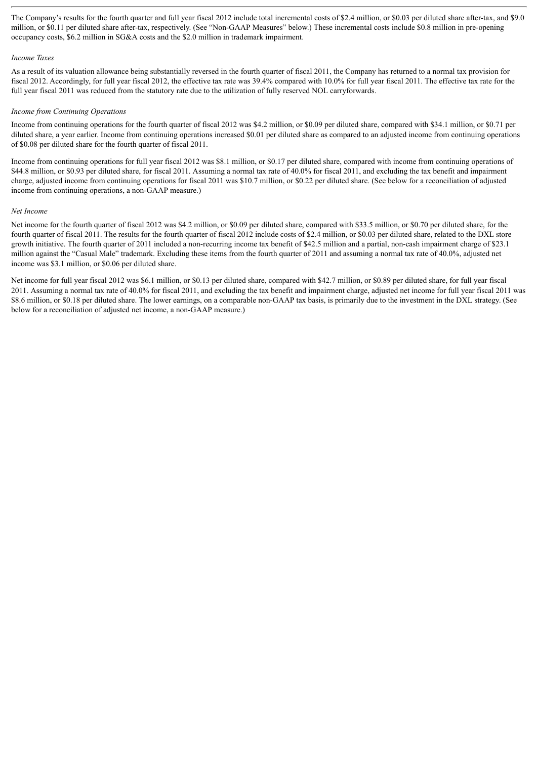The Company's results for the fourth quarter and full year fiscal 2012 include total incremental costs of $2.4 million, or $0.03 per diluted share after-tax, and $9.0 million, or $0.11 per diluted share after-tax, respectively. (See "Non-GAAP Measures" below.) These incremental costs include $0.8 million in pre-opening occupancy costs, $6.2 million in SG&A costs and the $2.0 million in trademark impairment.

*Income Taxes*

As a result of its valuation allowance being substantially reversed in the fourth quarter of fiscal 2011, the Company has returned to a normal tax provision for fiscal 2012. Accordingly, for full year fiscal 2012, the effective tax rate was 39.4% compared with 10.0% for full year fiscal 2011. The effective tax rate for the full year fiscal 2011 was reduced from the statutory rate due to the utilization of fully reserved NOL carryforwards.

*Income from Continuing Operations*

Income from continuing operations for the fourth quarter of fiscal 2012 was $4.2 million, or $0.09 per diluted share, compared with $34.1 million, or $0.71 per diluted share, a year earlier. Income from continuing operations increased $0.01 per diluted share as compared to an adjusted income from continuing operations of $0.08 per diluted share for the fourth quarter of fiscal 2011.

Income from continuing operations for full year fiscal 2012 was $8.1 million, or $0.17 per diluted share, compared with income from continuing operations of $44.8 million, or $0.93 per diluted share, for fiscal 2011. Assuming a normal tax rate of 40.0% for fiscal 2011, and excluding the tax benefit and impairment charge, adjusted income from continuing operations for fiscal 2011 was $10.7 million, or $0.22 per diluted share. (See below for a reconciliation of adjusted income from continuing operations, a non-GAAP measure.)

*Net Income*

Net income for the fourth quarter of fiscal 2012 was $4.2 million, or $0.09 per diluted share, compared with $33.5 million, or $0.70 per diluted share, for the fourth quarter of fiscal 2011. The results for the fourth quarter of fiscal 2012 include costs of $2.4 million, or $0.03 per diluted share, related to the DXL store growth initiative. The fourth quarter of 2011 included a non-recurring income tax benefit of $42.5 million and a partial, non-cash impairment charge of $23.1 million against the "Casual Male" trademark. Excluding these items from the fourth quarter of 2011 and assuming a normal tax rate of 40.0%, adjusted net income was $3.1 million, or $0.06 per diluted share.

Net income for full year fiscal 2012 was $6.1 million, or $0.13 per diluted share, compared with $42.7 million, or $0.89 per diluted share, for full year fiscal 2011. Assuming a normal tax rate of 40.0% for fiscal 2011, and excluding the tax benefit and impairment charge, adjusted net income for full year fiscal 2011 was $8.6 million, or $0.18 per diluted share. The lower earnings, on a comparable non-GAAP tax basis, is primarily due to the investment in the DXL strategy. (See below for a reconciliation of adjusted net income, a non-GAAP measure.)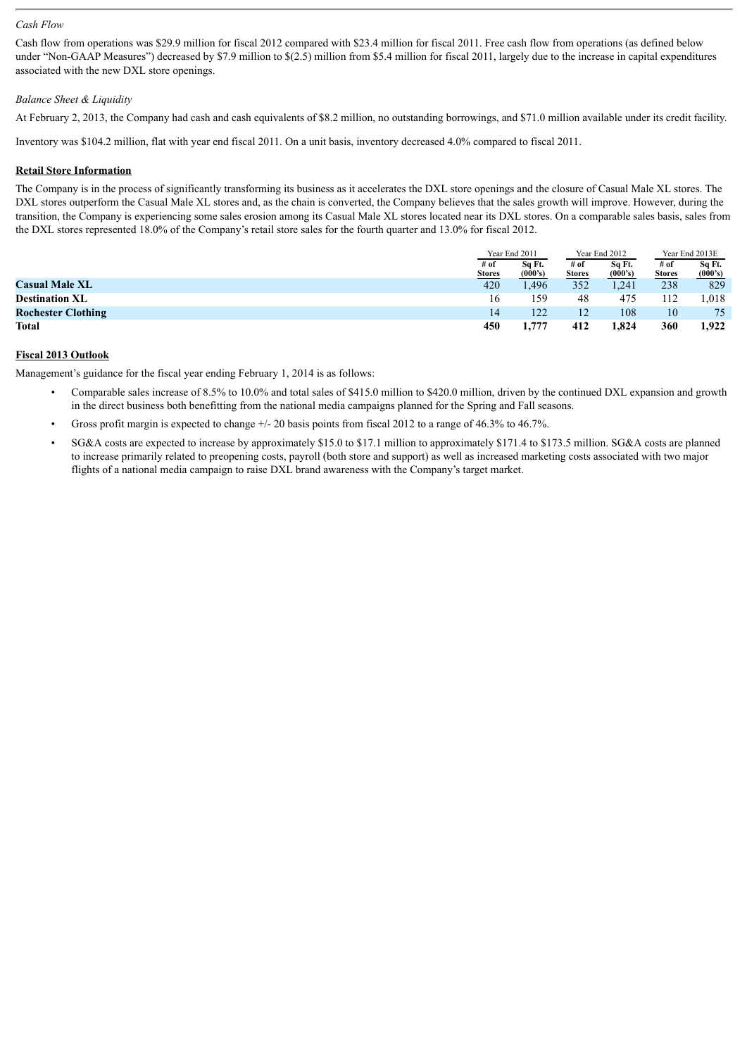*Cash Flow*

Cash flow from operations was $29.9 million for fiscal 2012 compared with $23.4 million for fiscal 2011. Free cash flow from operations (as defined below under "Non-GAAP Measures") decreased by $7.9 million to $(2.5) million from $5.4 million for fiscal 2011, largely due to the increase in capital expenditures associated with the new DXL store openings.

*Balance Sheet & Liquidity*

At February 2, 2013, the Company had cash and cash equivalents of $8.2 million, no outstanding borrowings, and $71.0 million available under its credit facility.

Inventory was $104.2 million, flat with year end fiscal 2011. On a unit basis, inventory decreased 4.0% compared to fiscal 2011.

**Retail Store Information**

The Company is in the process of significantly transforming its business as it accelerates the DXL store openings and the closure of Casual Male XL stores. The DXL stores outperform the Casual Male XL stores and, as the chain is converted, the Company believes that the sales growth will improve. However, during the transition, the Company is experiencing some sales erosion among its Casual Male XL stores located near its DXL stores. On a comparable sales basis, sales from the DXL stores represented 18.0% of the Company's retail store sales for the fourth quarter and 13.0% for fiscal 2012.

| | Year End 2011 | | Year End 2012 | | Year End 2013E | |
|---|---|---|---|---|---|---|
| | # of Stores | Sq Ft. (000's) | # of Stores | Sq Ft. (000's) | # of Stores | Sq Ft. (000's) |
| **Casual Male XL** | 420 | 1,496 | 352 | 1,241 | 238 | 829 |
| **Destination XL** | 16 | 159 | 48 | 475 | 112 | 1,018 |
| **Rochester Clothing** | 14 | 122 | 12 | 108 | 10 | 75 |
| **Total** | **450** | **1,777** | **412** | **1,824** | **360** | **1,922** |

**Fiscal 2013 Outlook**

Management's guidance for the fiscal year ending February 1, 2014 is as follows:

- Comparable sales increase of 8.5% to 10.0% and total sales of $415.0 million to $420.0 million, driven by the continued DXL expansion and growth in the direct business both benefitting from the national media campaigns planned for the Spring and Fall seasons.
- Gross profit margin is expected to change +/- 20 basis points from fiscal 2012 to a range of 46.3% to 46.7%.
- SG&A costs are expected to increase by approximately $15.0 to $17.1 million to approximately $171.4 to $173.5 million. SG&A costs are planned to increase primarily related to preopening costs, payroll (both store and support) as well as increased marketing costs associated with two major flights of a national media campaign to raise DXL brand awareness with the Company's target market.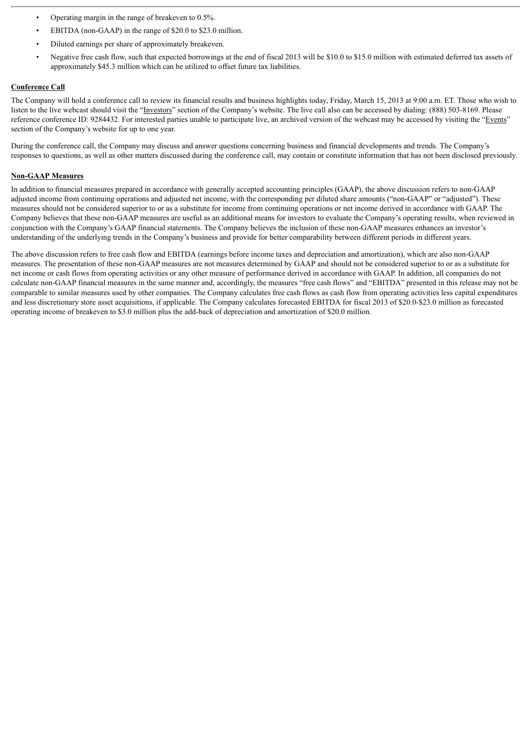- Operating margin in the range of breakeven to 0.5%.
- EBITDA (non-GAAP) in the range of $20.0 to $23.0 million.
- Diluted earnings per share of approximately breakeven.
- Negative free cash flow, such that expected borrowings at the end of fiscal 2013 will be $10.0 to $15.0 million with estimated deferred tax assets of approximately $45.3 million which can be utilized to offset future tax liabilities.

**Conference Call**

The Company will hold a conference call to review its financial results and business highlights today, Friday, March 15, 2013 at 9:00 a.m. ET. Those who wish to listen to the live webcast should visit the "Investors" section of the Company's website. The live call also can be accessed by dialing: (888) 503-8169. Please reference conference ID: 9284432. For interested parties unable to participate live, an archived version of the webcast may be accessed by visiting the "Events" section of the Company's website for up to one year.

During the conference call, the Company may discuss and answer questions concerning business and financial developments and trends. The Company's responses to questions, as well as other matters discussed during the conference call, may contain or constitute information that has not been disclosed previously.

**Non-GAAP Measures**

In addition to financial measures prepared in accordance with generally accepted accounting principles (GAAP), the above discussion refers to non-GAAP adjusted income from continuing operations and adjusted net income, with the corresponding per diluted share amounts ("non-GAAP" or "adjusted"). These measures should not be considered superior to or as a substitute for income from continuing operations or net income derived in accordance with GAAP. The Company believes that these non-GAAP measures are useful as an additional means for investors to evaluate the Company's operating results, when reviewed in conjunction with the Company's GAAP financial statements. The Company believes the inclusion of these non-GAAP measures enhances an investor's understanding of the underlying trends in the Company's business and provide for better comparability between different periods in different years.

The above discussion refers to free cash flow and EBITDA (earnings before income taxes and depreciation and amortization), which are also non-GAAP measures. The presentation of these non-GAAP measures are not measures determined by GAAP and should not be considered superior to or as a substitute for net income or cash flows from operating activities or any other measure of performance derived in accordance with GAAP. In addition, all companies do not calculate non-GAAP financial measures in the same manner and, accordingly, the measures "free cash flows" and "EBITDA" presented in this release may not be comparable to similar measures used by other companies. The Company calculates free cash flows as cash flow from operating activities less capital expenditures and less discretionary store asset acquisitions, if applicable. The Company calculates forecasted EBITDA for fiscal 2013 of $20.0-$23.0 million as forecasted operating income of breakeven to $3.0 million plus the add-back of depreciation and amortization of $20.0 million.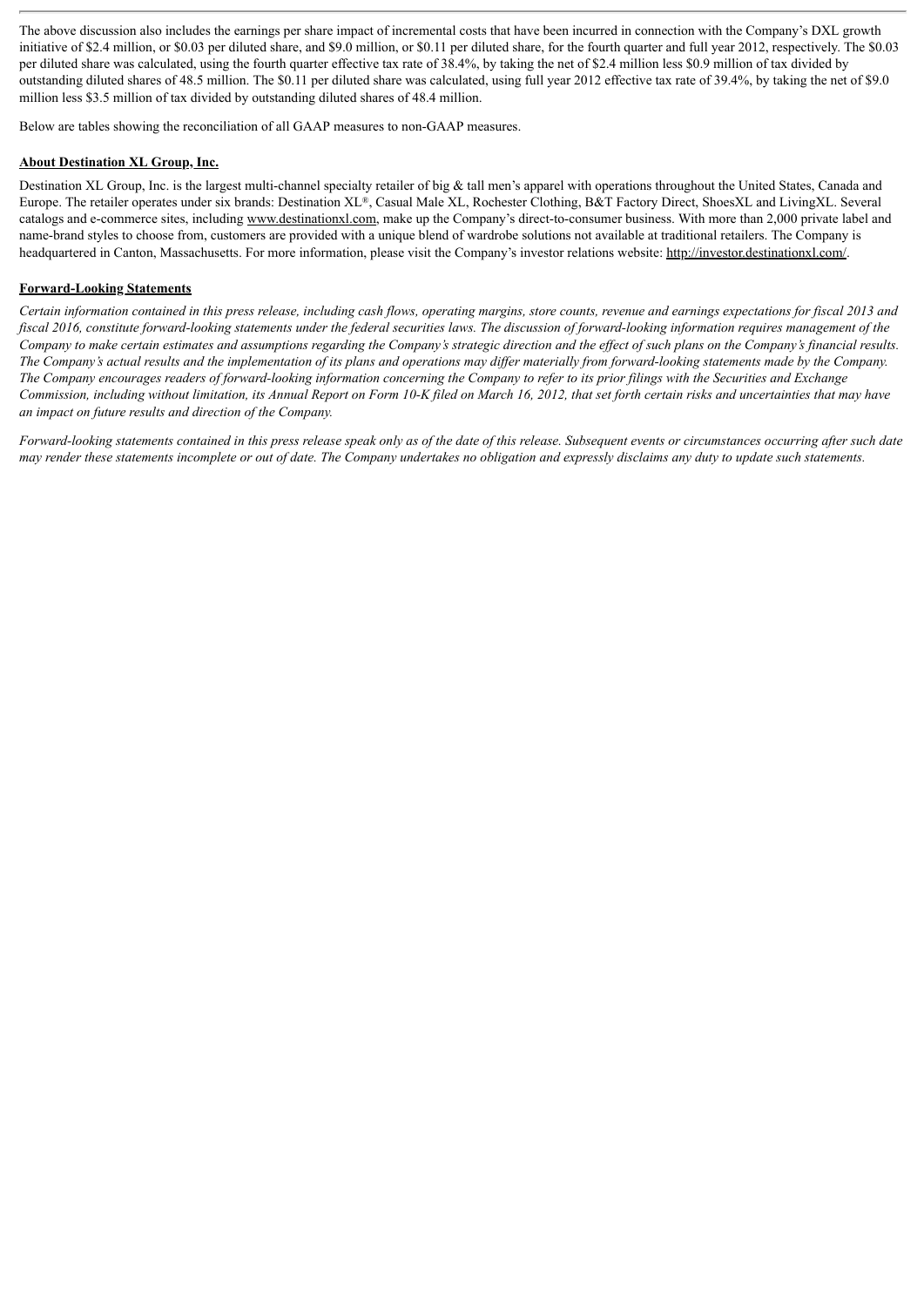The above discussion also includes the earnings per share impact of incremental costs that have been incurred in connection with the Company's DXL growth initiative of $2.4 million, or $0.03 per diluted share, and $9.0 million, or $0.11 per diluted share, for the fourth quarter and full year 2012, respectively. The $0.03 per diluted share was calculated, using the fourth quarter effective tax rate of 38.4%, by taking the net of $2.4 million less $0.9 million of tax divided by outstanding diluted shares of 48.5 million. The $0.11 per diluted share was calculated, using full year 2012 effective tax rate of 39.4%, by taking the net of $9.0 million less $3.5 million of tax divided by outstanding diluted shares of 48.4 million.

Below are tables showing the reconciliation of all GAAP measures to non-GAAP measures.

**About Destination XL Group, Inc.**

Destination XL Group, Inc. is the largest multi-channel specialty retailer of big & tall men's apparel with operations throughout the United States, Canada and Europe. The retailer operates under six brands: Destination XL®, Casual Male XL, Rochester Clothing, B&T Factory Direct, ShoesXL and LivingXL. Several catalogs and e-commerce sites, including www.destinationxl.com, make up the Company's direct-to-consumer business. With more than 2,000 private label and name-brand styles to choose from, customers are provided with a unique blend of wardrobe solutions not available at traditional retailers. The Company is headquartered in Canton, Massachusetts. For more information, please visit the Company's investor relations website: http://investor.destinationxl.com/.

**Forward-Looking Statements**

*Certain information contained in this press release, including cash flows, operating margins, store counts, revenue and earnings expectations for fiscal 2013 and fiscal 2016, constitute forward-looking statements under the federal securities laws. The discussion of forward-looking information requires management of the Company to make certain estimates and assumptions regarding the Company's strategic direction and the effect of such plans on the Company's financial results. The Company's actual results and the implementation of its plans and operations may differ materially from forward-looking statements made by the Company. The Company encourages readers of forward-looking information concerning the Company to refer to its prior filings with the Securities and Exchange Commission, including without limitation, its Annual Report on Form 10-K filed on March 16, 2012, that set forth certain risks and uncertainties that may have an impact on future results and direction of the Company.*

*Forward-looking statements contained in this press release speak only as of the date of this release. Subsequent events or circumstances occurring after such date may render these statements incomplete or out of date. The Company undertakes no obligation and expressly disclaims any duty to update such statements.*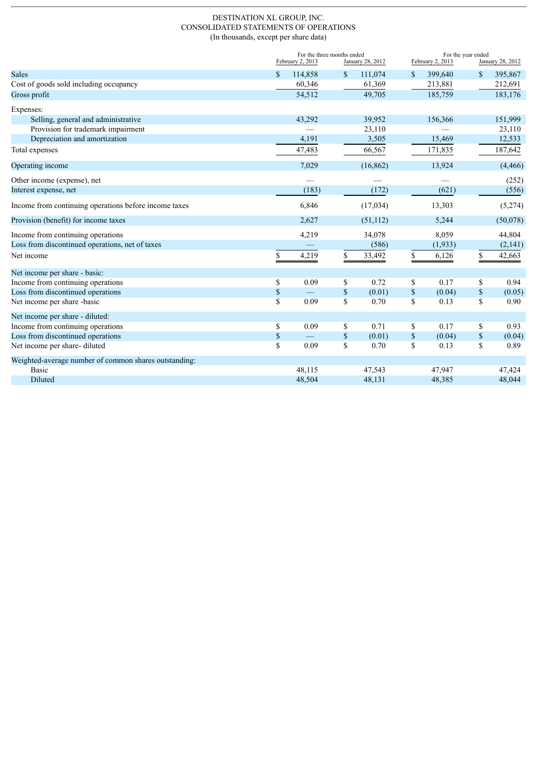# DESTINATION XL GROUP, INC.

## CONSOLIDATED STATEMENTS OF OPERATIONS

(In thousands, except per share data)

| | For the three months ended | | For the year ended | |
|---|---|---|---|---|
| | February 2, 2013 | January 28, 2012 | February 2, 2013 | January 28, 2012 |
| Sales | $ 114,858 | $ 111,074 | $ 399,640 | $ 395,867 |
| Cost of goods sold including occupancy | 60,346 | 61,369 | 213,881 | 212,691 |
| Gross profit | 54,512 | 49,705 | 185,759 | 183,176 |
| Expenses: | | | | |
| Selling, general and administrative | 43,292 | 39,952 | 156,366 | 151,999 |
| Provision for trademark impairment | — | 23,110 | — | 23,110 |
| Depreciation and amortization | 4,191 | 3,505 | 15,469 | 12,533 |
| Total expenses | 47,483 | 66,567 | 171,835 | 187,642 |
| Operating income | 7,029 | (16,862) | 13,924 | (4,466) |
| Other income (expense), net | — | — | — | (252) |
| Interest expense, net | (183) | (172) | (621) | (556) |
| Income from continuing operations before income taxes | 6,846 | (17,034) | 13,303 | (5,274) |
| Provision (benefit) for income taxes | 2,627 | (51,112) | 5,244 | (50,078) |
| Income from continuing operations | 4,219 | 34,078 | 8,059 | 44,804 |
| Loss from discontinued operations, net of taxes | — | (586) | (1,933) | (2,141) |
| Net income | $ 4,219 | $ 33,492 | $ 6,126 | $ 42,663 |
| Net income per share - basic: | | | | |
| Income from continuing operations | $ 0.09 | $ 0.72 | $ 0.17 | $ 0.94 |
| Loss from discontinued operations | $ — | $ (0.01) | $ (0.04) | $ (0.05) |
| Net income per share -basic | $ 0.09 | $ 0.70 | $ 0.13 | $ 0.90 |
| Net income per share - diluted: | | | | |
| Income from continuing operations | $ 0.09 | $ 0.71 | $ 0.17 | $ 0.93 |
| Loss from discontinued operations | $ — | $ (0.01) | $ (0.04) | $ (0.04) |
| Net income per share- diluted | $ 0.09 | $ 0.70 | $ 0.13 | $ 0.89 |
| Weighted-average number of common shares outstanding: | | | | |
| Basic | 48,115 | 47,543 | 47,947 | 47,424 |
| Diluted | 48,504 | 48,131 | 48,385 | 48,044 |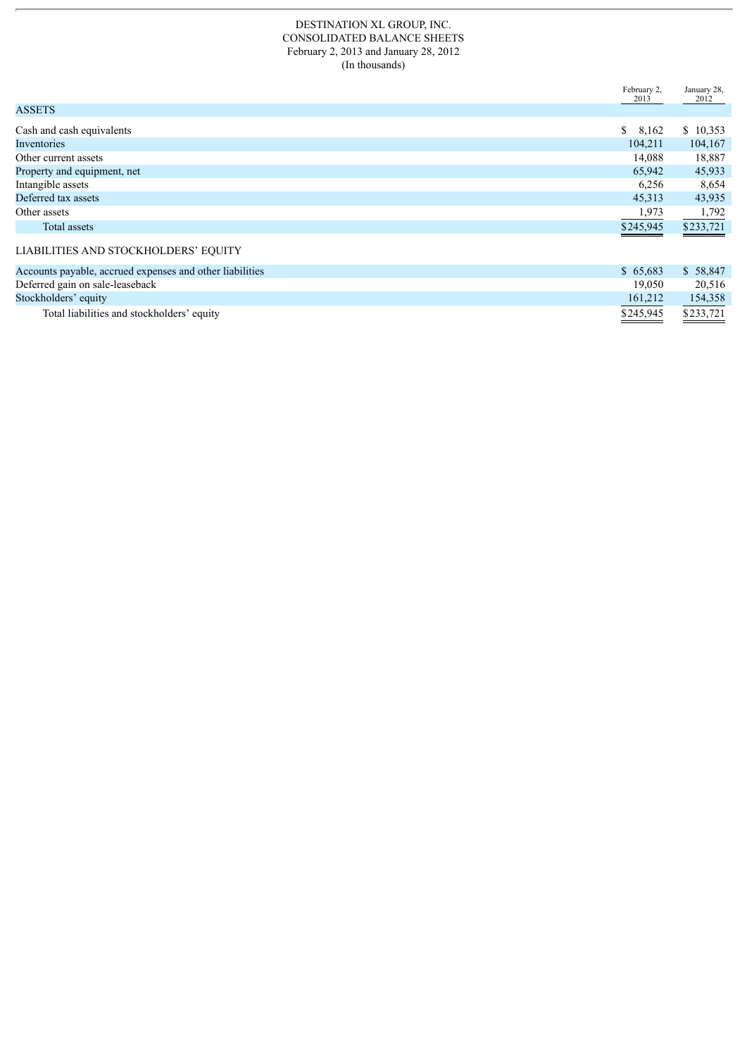DESTINATION XL GROUP, INC.
CONSOLIDATED BALANCE SHEETS
February 2, 2013 and January 28, 2012
(In thousands)

| | February 2, 2013 | January 28, 2012 |
|---|---|---|
| ASSETS | | |
| Cash and cash equivalents | $ 8,162 | $ 10,353 |
| Inventories | 104,211 | 104,167 |
| Other current assets | 14,088 | 18,887 |
| Property and equipment, net | 65,942 | 45,933 |
| Intangible assets | 6,256 | 8,654 |
| Deferred tax assets | 45,313 | 43,935 |
| Other assets | 1,973 | 1,792 |
| Total assets | $245,945 | $233,721 |
| LIABILITIES AND STOCKHOLDERS' EQUITY | | |
| Accounts payable, accrued expenses and other liabilities | $ 65,683 | $ 58,847 |
| Deferred gain on sale-leaseback | 19,050 | 20,516 |
| Stockholders' equity | 161,212 | 154,358 |
| Total liabilities and stockholders' equity | $245,945 | $233,721 |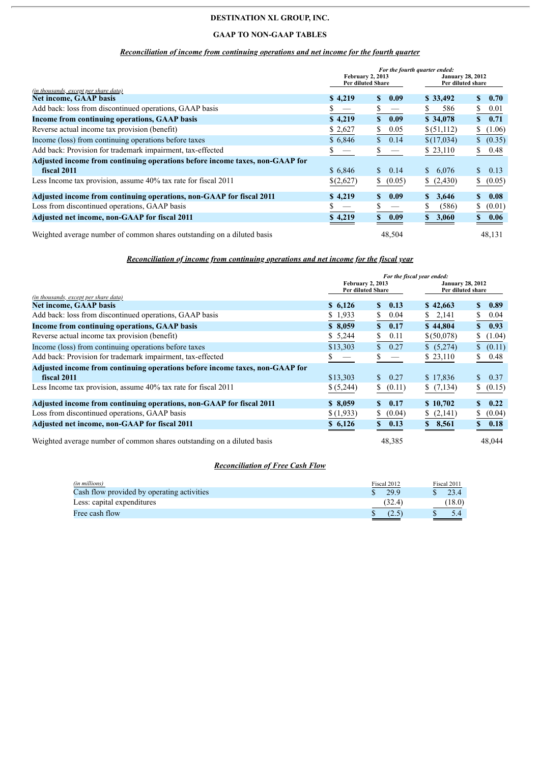**DESTINATION XL GROUP, INC.**

**GAAP TO NON-GAAP TABLES**

***Reconciliation of income from continuing operations and net income for the fourth quarter***

| *(in thousands, except per share data)* | *For the fourth quarter ended:* February 2, 2013 | Per diluted Share | January 28, 2012 | Per diluted share |
|---|---|---|---|---|
| **Net income, GAAP basis** | **$ 4,219** | **$ 0.09** | **$ 33,492** | **$ 0.70** |
| Add back: loss from discontinued operations, GAAP basis | $ — | $ — | $ 586 | $ 0.01 |
| **Income from continuing operations, GAAP basis** | **$ 4,219** | **$ 0.09** | **$ 34,078** | **$ 0.71** |
| Reverse actual income tax provision (benefit) | $ 2,627 | $ 0.05 | $(51,112) | $ (1.06) |
| Income (loss) from continuing operations before taxes | $ 6,846 | $ 0.14 | $(17,034) | $ (0.35) |
| Add back: Provision for trademark impairment, tax-effected | $ — | $ — | $ 23,110 | $ 0.48 |
| **Adjusted income from continuing operations before income taxes, non-GAAP for fiscal 2011** | $ 6,846 | $ 0.14 | $ 6,076 | $ 0.13 |
| Less Income tax provision, assume 40% tax rate for fiscal 2011 | $(2,627) | $ (0.05) | $ (2,430) | $ (0.05) |
| **Adjusted income from continuing operations, non-GAAP for fiscal 2011** | **$ 4,219** | **$ 0.09** | **$ 3,646** | **$ 0.08** |
| Loss from discontinued operations, GAAP basis | $ — | $ — | $ (586) | $ (0.01) |
| **Adjusted net income, non-GAAP for fiscal 2011** | **$ 4,219** | **$ 0.09** | **$ 3,060** | **$ 0.06** |
| Weighted average number of common shares outstanding on a diluted basis | | 48,504 | | 48,131 |

***Reconciliation of income from continuing operations and net income for the fiscal year***

| *(in thousands, except per share data)* | *For the fiscal year ended:* February 2, 2013 | Per diluted Share | January 28, 2012 | Per diluted share |
|---|---|---|---|---|
| **Net income, GAAP basis** | **$ 6,126** | **$ 0.13** | **$ 42,663** | **$ 0.89** |
| Add back: loss from discontinued operations, GAAP basis | $ 1,933 | $ 0.04 | $ 2,141 | $ 0.04 |
| **Income from continuing operations, GAAP basis** | **$ 8,059** | **$ 0.17** | **$ 44,804** | **$ 0.93** |
| Reverse actual income tax provision (benefit) | $ 5,244 | $ 0.11 | $(50,078) | $ (1.04) |
| Income (loss) from continuing operations before taxes | $13,303 | $ 0.27 | $ (5,274) | $ (0.11) |
| Add back: Provision for trademark impairment, tax-effected | $ — | $ — | $ 23,110 | $ 0.48 |
| **Adjusted income from continuing operations before income taxes, non-GAAP for fiscal 2011** | $13,303 | $ 0.27 | $ 17,836 | $ 0.37 |
| Less Income tax provision, assume 40% tax rate for fiscal 2011 | $ (5,244) | $ (0.11) | $ (7,134) | $ (0.15) |
| **Adjusted income from continuing operations, non-GAAP for fiscal 2011** | **$ 8,059** | **$ 0.17** | **$ 10,702** | **$ 0.22** |
| Loss from discontinued operations, GAAP basis | $ (1,933) | $ (0.04) | $ (2,141) | $ (0.04) |
| **Adjusted net income, non-GAAP for fiscal 2011** | **$ 6,126** | **$ 0.13** | **$ 8,561** | **$ 0.18** |
| Weighted average number of common shares outstanding on a diluted basis | | 48,385 | | 48,044 |

***Reconciliation of Free Cash Flow***

| *(in millions)* | Fiscal 2012 | Fiscal 2011 |
|---|---|---|
| Cash flow provided by operating activities | $ 29.9 | $ 23.4 |
| Less: capital expenditures | (32.4) | (18.0) |
| Free cash flow | $ (2.5) | $ 5.4 |